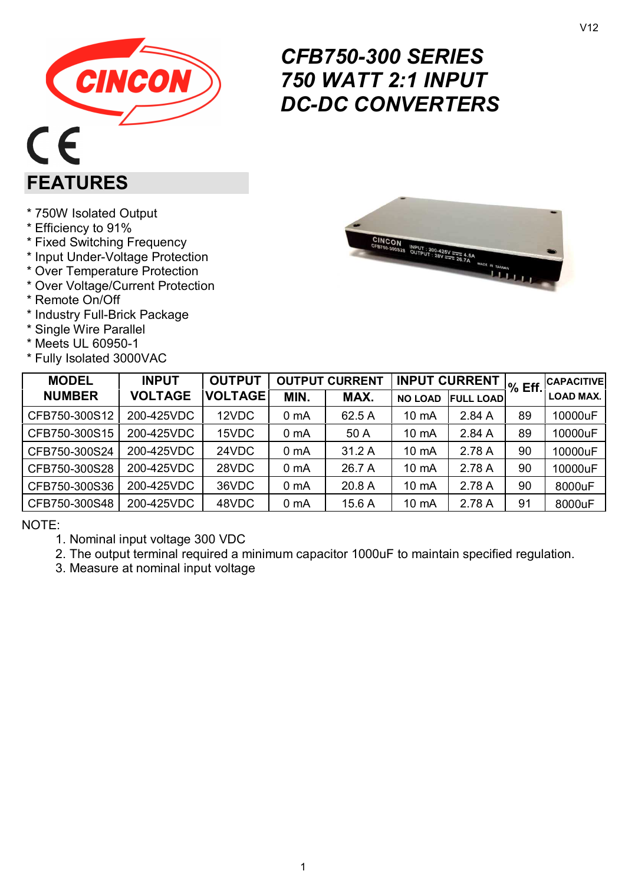# CFB750-300 SERIES
# 750 WATT 2:1 INPUT
# DC-DC CONVERTERS

## FEATURES

* 750W Isolated Output
* Efficiency to 91%
* Fixed Switching Frequency
* Input Under-Voltage Protection
* Over Temperature Protection
* Over Voltage/Current Protection
* Remote On/Off
* Industry Full-Brick Package
* Single Wire Parallel
* Meets UL 60950-1
* Fully Isolated 3000VAC

| MODEL NUMBER | INPUT VOLTAGE | OUTPUT VOLTAGE | OUTPUT CURRENT | | INPUT CURRENT | | % Eff. | CAPACITIVE LOAD MAX. |
|---|---|---|---|---|---|---|---|---|
| | | | MIN. | MAX. | NO LOAD | FULL LOAD | | |
| CFB750-300S12 | 200-425VDC | 12VDC | 0 mA | 62.5 A | 10 mA | 2.84 A | 89 | 10000uF |
| CFB750-300S15 | 200-425VDC | 15VDC | 0 mA | 50 A | 10 mA | 2.84 A | 89 | 10000uF |
| CFB750-300S24 | 200-425VDC | 24VDC | 0 mA | 31.2 A | 10 mA | 2.78 A | 90 | 10000uF |
| CFB750-300S28 | 200-425VDC | 28VDC | 0 mA | 26.7 A | 10 mA | 2.78 A | 90 | 10000uF |
| CFB750-300S36 | 200-425VDC | 36VDC | 0 mA | 20.8 A | 10 mA | 2.78 A | 90 | 8000uF |
| CFB750-300S48 | 200-425VDC | 48VDC | 0 mA | 15.6 A | 10 mA | 2.78 A | 91 | 8000uF |

NOTE:

1. Nominal input voltage 300 VDC
2. The output terminal required a minimum capacitor 1000uF to maintain specified regulation.
3. Measure at nominal input voltage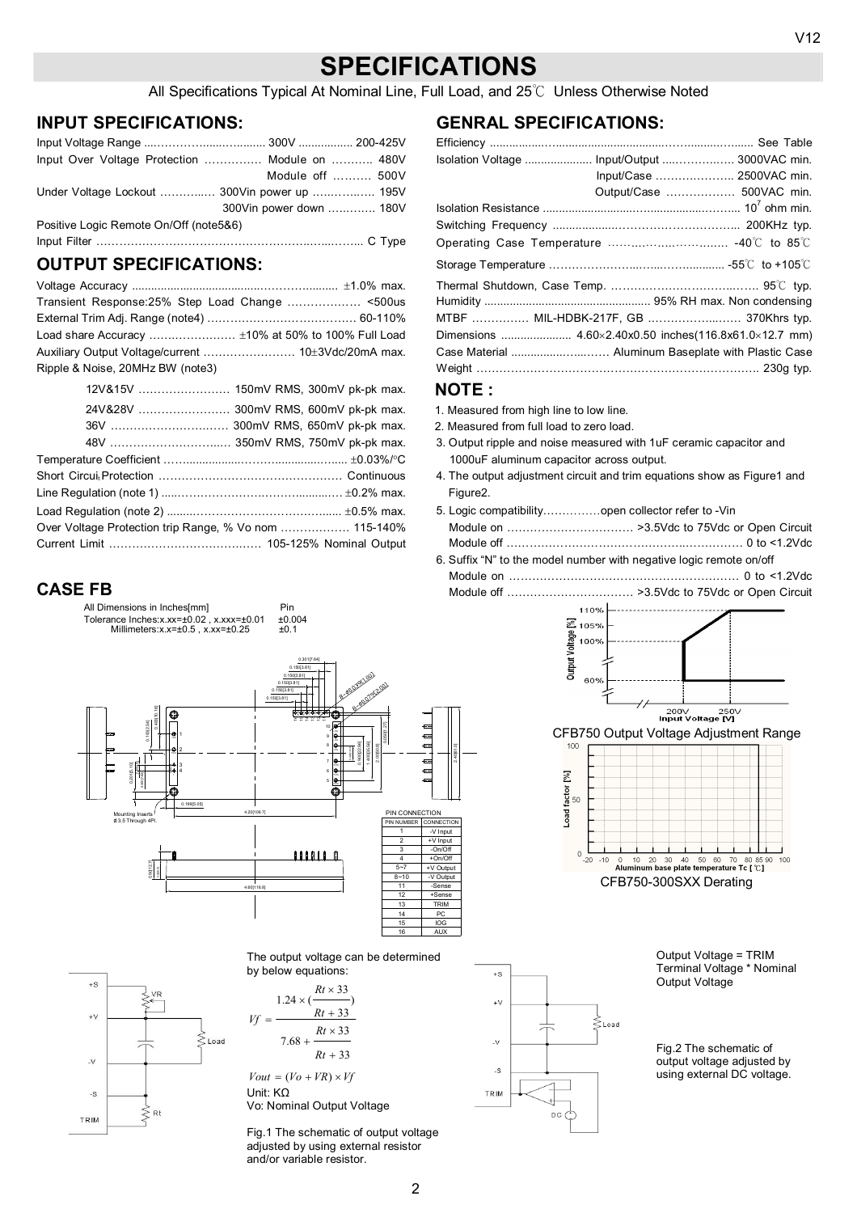# SPECIFICATIONS

All Specifications Typical At Nominal Line, Full Load, and 25℃ Unless Otherwise Noted

## INPUT SPECIFICATIONS:

Input Voltage Range ........ 300V ........ 200-425V

Input Over Voltage Protection ........ Module on ........ 480V
Module off ........ 500V

Under Voltage Lockout ........ 300Vin power up ........ 195V
300Vin power down ........ 180V

Positive Logic Remote On/Off (note5&6)

Input Filter ........ C Type

## OUTPUT SPECIFICATIONS:

Voltage Accuracy ........ ±1.0% max.

Transient Response:25% Step Load Change ........ <500us

External Trim Adj. Range (note4) ........ 60-110%

Load share Accuracy ........ ±10% at 50% to 100% Full Load

Auxiliary Output Voltage/current ........ 10±3Vdc/20mA max.

Ripple & Noise, 20MHz BW (note3)

- 12V&15V ........ 150mV RMS, 300mV pk-pk max.
- 24V&28V ........ 300mV RMS, 600mV pk-pk max.
- 36V ........ 300mV RMS, 650mV pk-pk max.
- 48V ........ 350mV RMS, 750mV pk-pk max.

Temperature Coefficient ........ ±0.03%/°C

Short Circuit Protection ........ Continuous

Line Regulation (note 1) ........ ±0.2% max.

Load Regulation (note 2) ........ ±0.5% max.

Over Voltage Protection trip Range, % Vo nom ........ 115-140%

Current Limit ........ 105-125% Nominal Output

## GENRAL SPECIFICATIONS:

Efficiency ........ See Table

Isolation Voltage ........ Input/Output ........ 3000VAC min.
Input/Case ........ 2500VAC min.
Output/Case ........ 500VAC min.

Isolation Resistance ........ $10^7$ ohm min.

Switching Frequency ........ 200KHz typ.

Operating Case Temperature ........ -40℃ to 85℃

Storage Temperature ........ -55℃ to +105℃

Thermal Shutdown, Case Temp. ........ 95℃ typ.

Humidity ........ 95% RH max. Non condensing

MTBF ........ MIL-HDBK-217F, GB ........ 370Khrs typ.

Dimensions ........ 4.60×2.40x0.50 inches(116.8x61.0×12.7 mm)

Case Material ........ Aluminum Baseplate with Plastic Case

Weight ........ 230g typ.

## NOTE :

1. Measured from high line to low line.
2. Measured from full load to zero load.
3. Output ripple and noise measured with 1uF ceramic capacitor and 1000uF aluminum capacitor across output.
4. The output adjustment circuit and trim equations show as Figure1 and Figure2.
5. Logic compatibility........open collector refer to -Vin
   Module on ........ >3.5Vdc to 75Vdc or Open Circuit
   Module off ........ 0 to <1.2Vdc
6. Suffix "N" to the model number with negative logic remote on/off
   Module on ........ 0 to <1.2Vdc
   Module off ........ >3.5Vdc to 75Vdc or Open Circuit

## CASE FB

All Dimensions in Inches[mm]
Tolerance Inches:x.xx=±0.02 , x.xxx=±0.01 Pin ±0.004
Millimeters:x.x=±0.5 , x.xx=±0.25 ±0.1

Mounting Inserts Ø3.5 Through 4Pl.

| PIN NUMBER | CONNECTION |
|---|---|
| 1 | -V Input |
| 2 | +V Input |
| 3 | -On/Off |
| 4 | +On/Off |
| 5~7 | +V Output |
| 8~10 | -V Output |
| 11 | -Sense |
| 12 | +Sense |
| 13 | TRIM |
| 14 | PC |
| 15 | IOG |
| 16 | AUX |

110%
105%
100%
60%
Output Voltage [%]
200V 250V
Input Voltage [V]

CFB750 Output Voltage Adjustment Range

100
50
0
Load factor [%]
-20 -10 0 10 20 30 40 50 60 70 80 85 90 100
Aluminum base plate temperature Tc [℃]

CFB750-300SXX Derating

The output voltage can be determined by below equations:

$$Vf = \frac{1.24 \times \left(\frac{Rt \times 33}{Rt + 33}\right)}{7.68 + \frac{Rt \times 33}{Rt + 33}}$$

$$Vout = (Vo + VR) \times Vf$$

Unit: KΩ
Vo: Nominal Output Voltage

Fig.1 The schematic of output voltage adjusted by using external resistor and/or variable resistor.

Output Voltage = TRIM Terminal Voltage * Nominal Output Voltage

Fig.2 The schematic of output voltage adjusted by using external DC voltage.